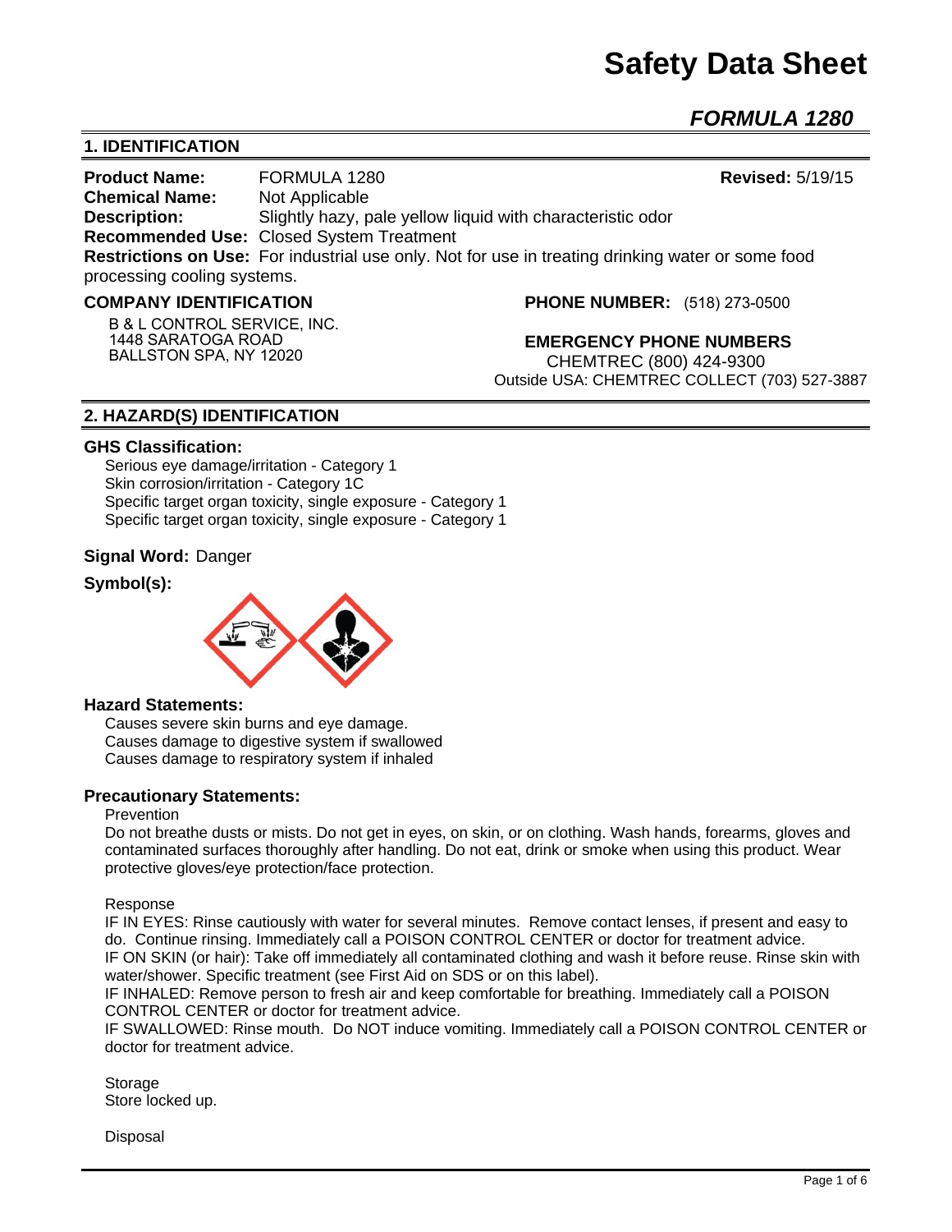# Safety Data Sheet

## *FORMULA 1280*

## 1. IDENTIFICATION

**Product Name:** FORMULA 1280 **Revised:** 5/19/15

**Chemical Name:** Not Applicable

**Description:** Slightly hazy, pale yellow liquid with characteristic odor

**Recommended Use:** Closed System Treatment

**Restrictions on Use:** For industrial use only. Not for use in treating drinking water or some food processing cooling systems.

**COMPANY IDENTIFICATION**

B & L CONTROL SERVICE, INC.
1448 SARATOGA ROAD
BALLSTON SPA, NY 12020

**PHONE NUMBER:** (518) 273-0500

**EMERGENCY PHONE NUMBERS**

CHEMTREC (800) 424-9300
Outside USA: CHEMTREC COLLECT (703) 527-3887

## 2. HAZARD(S) IDENTIFICATION

### GHS Classification:

Serious eye damage/irritation - Category 1
Skin corrosion/irritation - Category 1C
Specific target organ toxicity, single exposure - Category 1
Specific target organ toxicity, single exposure - Category 1

**Signal Word:** Danger

**Symbol(s):**

### Hazard Statements:

Causes severe skin burns and eye damage.
Causes damage to digestive system if swallowed
Causes damage to respiratory system if inhaled

### Precautionary Statements:

Prevention

Do not breathe dusts or mists. Do not get in eyes, on skin, or on clothing. Wash hands, forearms, gloves and contaminated surfaces thoroughly after handling. Do not eat, drink or smoke when using this product. Wear protective gloves/eye protection/face protection.

Response

IF IN EYES: Rinse cautiously with water for several minutes. Remove contact lenses, if present and easy to do. Continue rinsing. Immediately call a POISON CONTROL CENTER or doctor for treatment advice.
IF ON SKIN (or hair): Take off immediately all contaminated clothing and wash it before reuse. Rinse skin with water/shower. Specific treatment (see First Aid on SDS or on this label).
IF INHALED: Remove person to fresh air and keep comfortable for breathing. Immediately call a POISON CONTROL CENTER or doctor for treatment advice.
IF SWALLOWED: Rinse mouth. Do NOT induce vomiting. Immediately call a POISON CONTROL CENTER or doctor for treatment advice.

Storage

Store locked up.

Disposal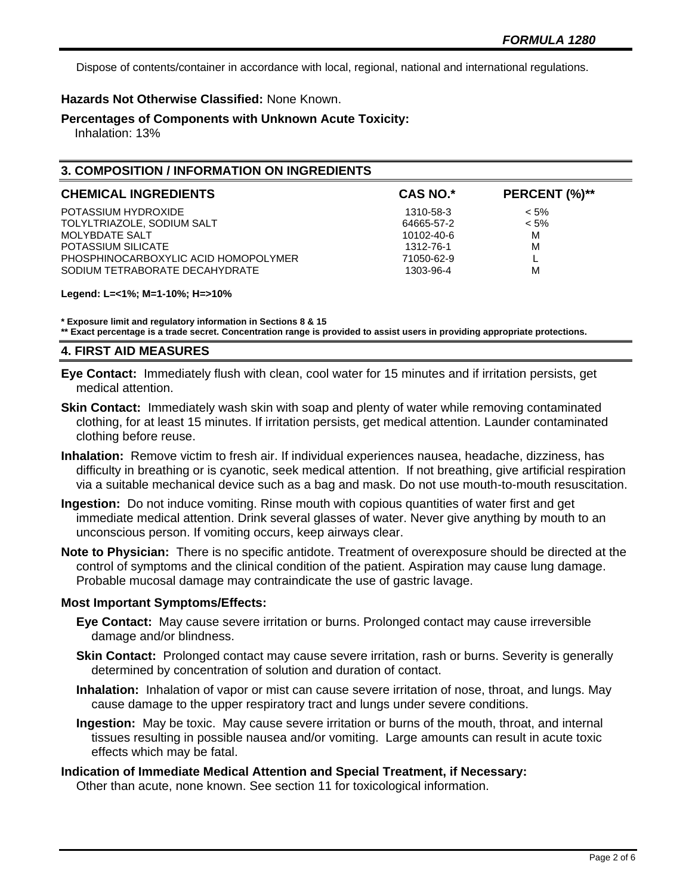Dispose of contents/container in accordance with local, regional, national and international regulations.

**Hazards Not Otherwise Classified:** None Known.

**Percentages of Components with Unknown Acute Toxicity:**
Inhalation: 13%

## 3. COMPOSITION / INFORMATION ON INGREDIENTS

| CHEMICAL INGREDIENTS | CAS NO.* | PERCENT (%)** |
|---|---|---|
| POTASSIUM HYDROXIDE | 1310-58-3 | < 5% |
| TOLYLTRIAZOLE, SODIUM SALT | 64665-57-2 | < 5% |
| MOLYBDATE SALT | 10102-40-6 | M |
| POTASSIUM SILICATE | 1312-76-1 | M |
| PHOSPHINOCARBOXYLIC ACID HOMOPOLYMER | 71050-62-9 | L |
| SODIUM TETRABORATE DECAHYDRATE | 1303-96-4 | M |

**Legend: L=<1%; M=1-10%; H=>10%**

**\* Exposure limit and regulatory information in Sections 8 & 15**
**\*\* Exact percentage is a trade secret. Concentration range is provided to assist users in providing appropriate protections.**

## 4. FIRST AID MEASURES

**Eye Contact:** Immediately flush with clean, cool water for 15 minutes and if irritation persists, get medical attention.

**Skin Contact:** Immediately wash skin with soap and plenty of water while removing contaminated clothing, for at least 15 minutes. If irritation persists, get medical attention. Launder contaminated clothing before reuse.

**Inhalation:** Remove victim to fresh air. If individual experiences nausea, headache, dizziness, has difficulty in breathing or is cyanotic, seek medical attention. If not breathing, give artificial respiration via a suitable mechanical device such as a bag and mask. Do not use mouth-to-mouth resuscitation.

**Ingestion:** Do not induce vomiting. Rinse mouth with copious quantities of water first and get immediate medical attention. Drink several glasses of water. Never give anything by mouth to an unconscious person. If vomiting occurs, keep airways clear.

**Note to Physician:** There is no specific antidote. Treatment of overexposure should be directed at the control of symptoms and the clinical condition of the patient. Aspiration may cause lung damage. Probable mucosal damage may contraindicate the use of gastric lavage.

**Most Important Symptoms/Effects:**

**Eye Contact:** May cause severe irritation or burns. Prolonged contact may cause irreversible damage and/or blindness.

**Skin Contact:** Prolonged contact may cause severe irritation, rash or burns. Severity is generally determined by concentration of solution and duration of contact.

**Inhalation:** Inhalation of vapor or mist can cause severe irritation of nose, throat, and lungs. May cause damage to the upper respiratory tract and lungs under severe conditions.

**Ingestion:** May be toxic. May cause severe irritation or burns of the mouth, throat, and internal tissues resulting in possible nausea and/or vomiting. Large amounts can result in acute toxic effects which may be fatal.

**Indication of Immediate Medical Attention and Special Treatment, if Necessary:**
Other than acute, none known. See section 11 for toxicological information.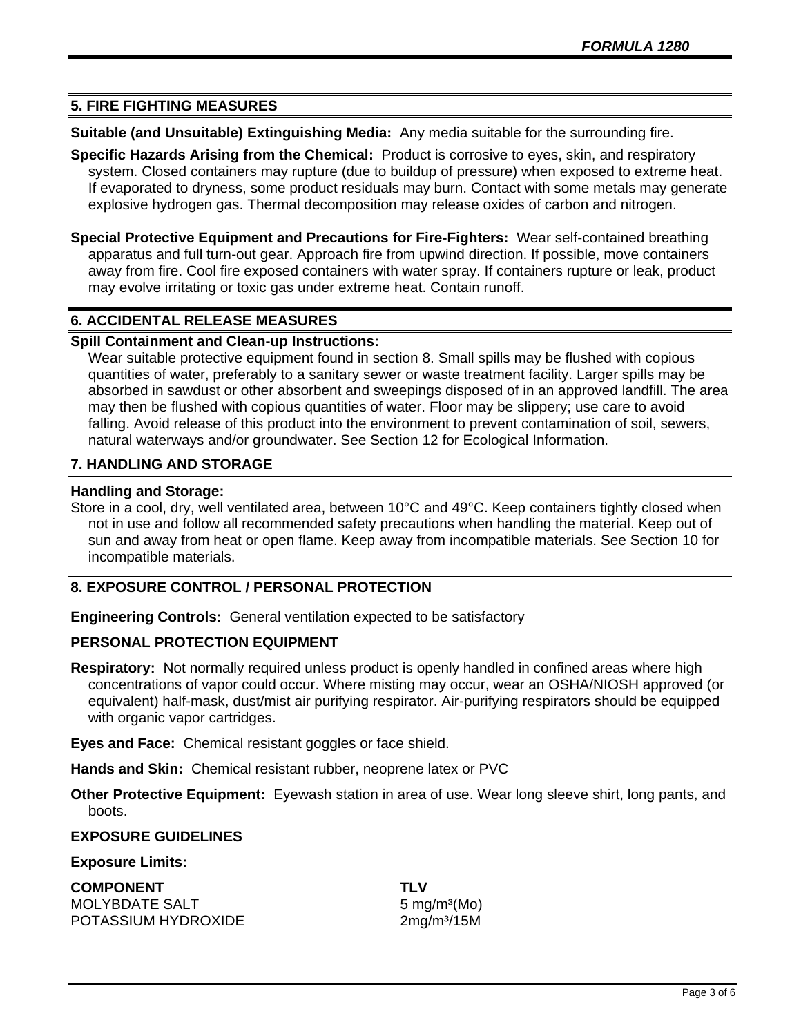## 5. FIRE FIGHTING MEASURES

**Suitable (and Unsuitable) Extinguishing Media:** Any media suitable for the surrounding fire.

**Specific Hazards Arising from the Chemical:** Product is corrosive to eyes, skin, and respiratory system. Closed containers may rupture (due to buildup of pressure) when exposed to extreme heat. If evaporated to dryness, some product residuals may burn. Contact with some metals may generate explosive hydrogen gas. Thermal decomposition may release oxides of carbon and nitrogen.

**Special Protective Equipment and Precautions for Fire-Fighters:** Wear self-contained breathing apparatus and full turn-out gear. Approach fire from upwind direction. If possible, move containers away from fire. Cool fire exposed containers with water spray. If containers rupture or leak, product may evolve irritating or toxic gas under extreme heat. Contain runoff.

## 6. ACCIDENTAL RELEASE MEASURES

**Spill Containment and Clean-up Instructions:**

Wear suitable protective equipment found in section 8. Small spills may be flushed with copious quantities of water, preferably to a sanitary sewer or waste treatment facility. Larger spills may be absorbed in sawdust or other absorbent and sweepings disposed of in an approved landfill. The area may then be flushed with copious quantities of water. Floor may be slippery; use care to avoid falling. Avoid release of this product into the environment to prevent contamination of soil, sewers, natural waterways and/or groundwater. See Section 12 for Ecological Information.

## 7. HANDLING AND STORAGE

**Handling and Storage:**

Store in a cool, dry, well ventilated area, between 10°C and 49°C. Keep containers tightly closed when not in use and follow all recommended safety precautions when handling the material. Keep out of sun and away from heat or open flame. Keep away from incompatible materials. See Section 10 for incompatible materials.

## 8. EXPOSURE CONTROL / PERSONAL PROTECTION

**Engineering Controls:** General ventilation expected to be satisfactory

### PERSONAL PROTECTION EQUIPMENT

**Respiratory:** Not normally required unless product is openly handled in confined areas where high concentrations of vapor could occur. Where misting may occur, wear an OSHA/NIOSH approved (or equivalent) half-mask, dust/mist air purifying respirator. Air-purifying respirators should be equipped with organic vapor cartridges.

**Eyes and Face:** Chemical resistant goggles or face shield.

**Hands and Skin:** Chemical resistant rubber, neoprene latex or PVC

**Other Protective Equipment:** Eyewash station in area of use. Wear long sleeve shirt, long pants, and boots.

### EXPOSURE GUIDELINES

**Exposure Limits:**

| COMPONENT | TLV |
|---|---|
| MOLYBDATE SALT | 5 mg/m$^3$(Mo) |
| POTASSIUM HYDROXIDE | 2mg/m$^3$/15M |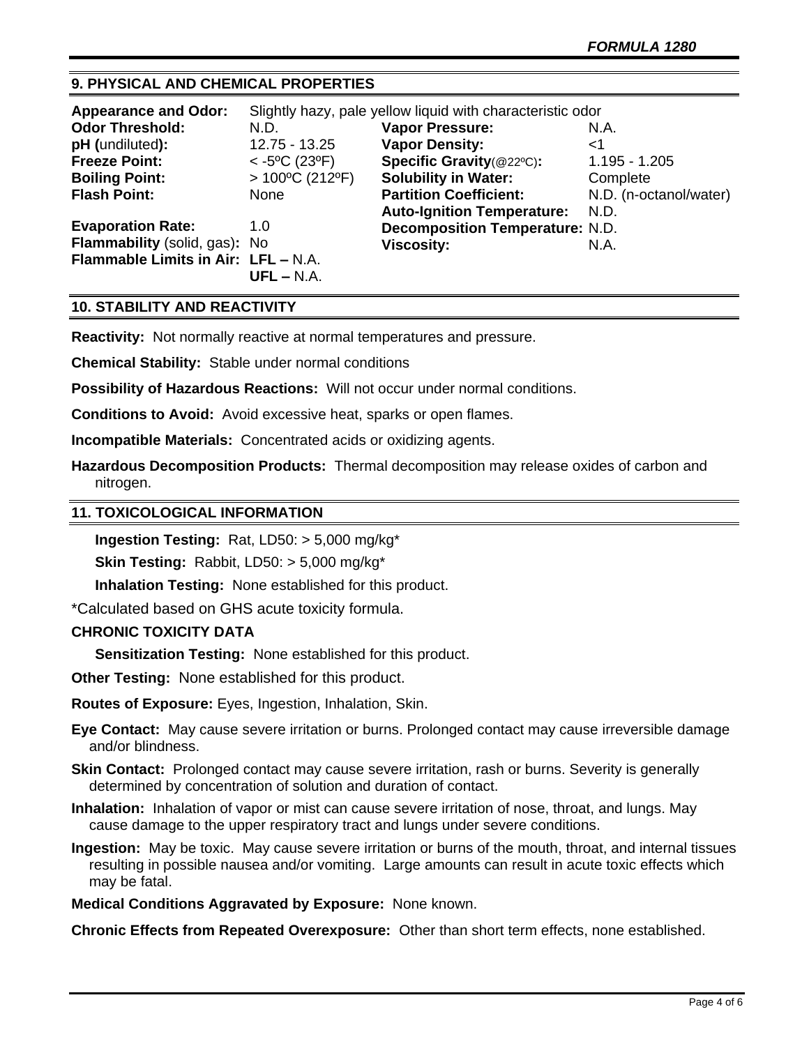## 9. PHYSICAL AND CHEMICAL PROPERTIES

**Appearance and Odor:** Slightly hazy, pale yellow liquid with characteristic odor

| | | | |
|---|---|---|---|
| **Odor Threshold:** | N.D. | **Vapor Pressure:** | N.A. |
| **pH (**undiluted**):** | 12.75 - 13.25 | **Vapor Density:** | <1 |
| **Freeze Point:** | < -5ºC (23ºF) | **Specific Gravity**(@22ºC)**:** | 1.195 - 1.205 |
| **Boiling Point:** | > 100ºC (212ºF) | **Solubility in Water:** | Complete |
| **Flash Point:** | None | **Partition Coefficient:** | N.D. (n-octanol/water) |
| | | **Auto-Ignition Temperature:** | N.D. |
| **Evaporation Rate:** | 1.0 | **Decomposition Temperature:** | N.D. |
| **Flammability** (solid, gas)**:** | No | **Viscosity:** | N.A. |
| **Flammable Limits in Air:** | **LFL –** N.A. **UFL –** N.A. | | |

## 10. STABILITY AND REACTIVITY

**Reactivity:** Not normally reactive at normal temperatures and pressure.

**Chemical Stability:** Stable under normal conditions

**Possibility of Hazardous Reactions:** Will not occur under normal conditions.

**Conditions to Avoid:** Avoid excessive heat, sparks or open flames.

**Incompatible Materials:** Concentrated acids or oxidizing agents.

**Hazardous Decomposition Products:** Thermal decomposition may release oxides of carbon and nitrogen.

## 11. TOXICOLOGICAL INFORMATION

**Ingestion Testing:** Rat, LD50: > 5,000 mg/kg*

**Skin Testing:** Rabbit, LD50: > 5,000 mg/kg*

**Inhalation Testing:** None established for this product.

*Calculated based on GHS acute toxicity formula.

**CHRONIC TOXICITY DATA**

**Sensitization Testing:** None established for this product.

**Other Testing:** None established for this product.

**Routes of Exposure:** Eyes, Ingestion, Inhalation, Skin.

**Eye Contact:** May cause severe irritation or burns. Prolonged contact may cause irreversible damage and/or blindness.

**Skin Contact:** Prolonged contact may cause severe irritation, rash or burns. Severity is generally determined by concentration of solution and duration of contact.

**Inhalation:** Inhalation of vapor or mist can cause severe irritation of nose, throat, and lungs. May cause damage to the upper respiratory tract and lungs under severe conditions.

**Ingestion:** May be toxic. May cause severe irritation or burns of the mouth, throat, and internal tissues resulting in possible nausea and/or vomiting. Large amounts can result in acute toxic effects which may be fatal.

**Medical Conditions Aggravated by Exposure:** None known.

**Chronic Effects from Repeated Overexposure:** Other than short term effects, none established.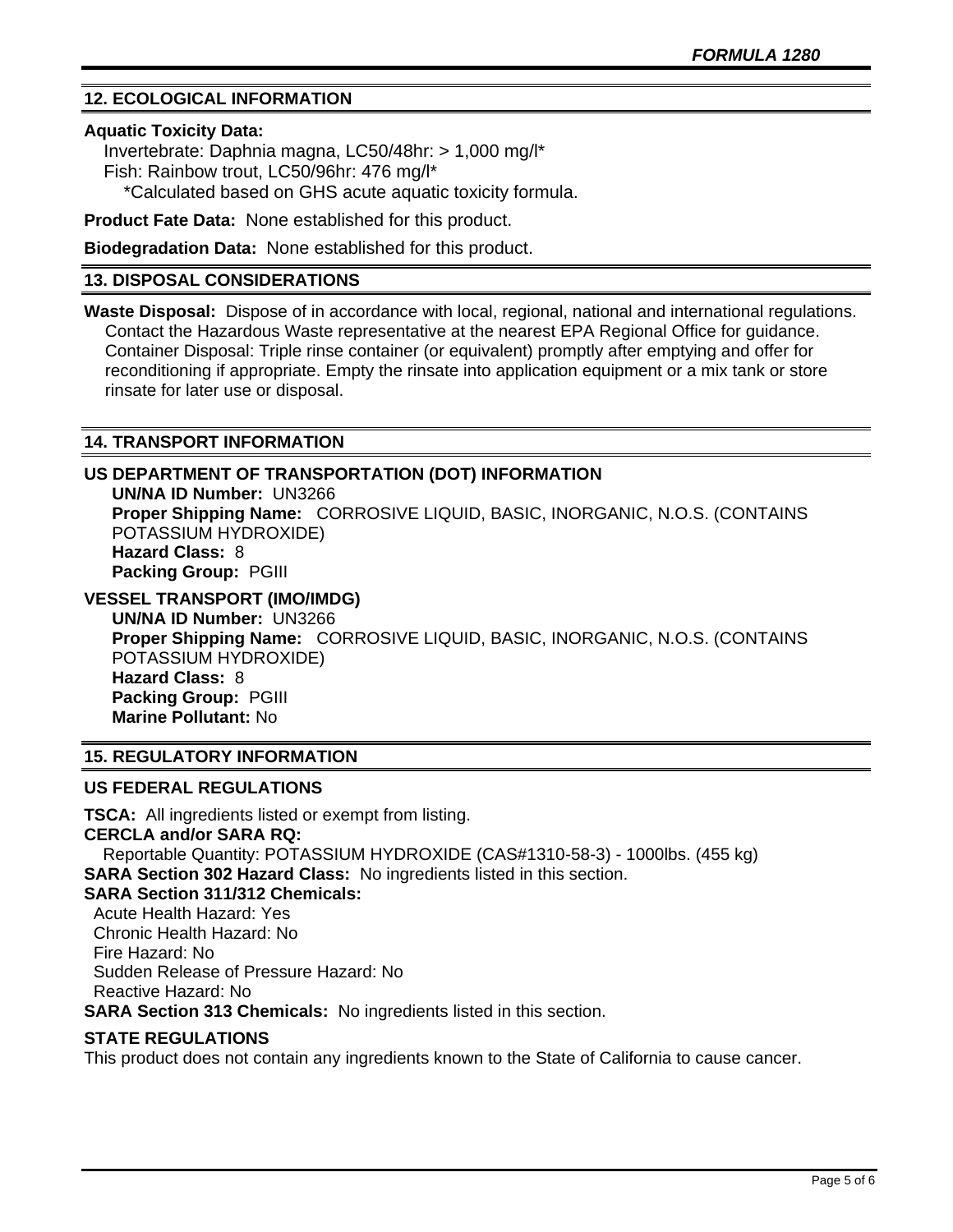## 12. ECOLOGICAL INFORMATION

**Aquatic Toxicity Data:**

Invertebrate: Daphnia magna, LC50/48hr: > 1,000 mg/l*
Fish: Rainbow trout, LC50/96hr: 476 mg/l*
*Calculated based on GHS acute aquatic toxicity formula.

**Product Fate Data:** None established for this product.

**Biodegradation Data:** None established for this product.

## 13. DISPOSAL CONSIDERATIONS

**Waste Disposal:** Dispose of in accordance with local, regional, national and international regulations. Contact the Hazardous Waste representative at the nearest EPA Regional Office for guidance. Container Disposal: Triple rinse container (or equivalent) promptly after emptying and offer for reconditioning if appropriate. Empty the rinsate into application equipment or a mix tank or store rinsate for later use or disposal.

## 14. TRANSPORT INFORMATION

### US DEPARTMENT OF TRANSPORTATION (DOT) INFORMATION

**UN/NA ID Number:** UN3266
**Proper Shipping Name:** CORROSIVE LIQUID, BASIC, INORGANIC, N.O.S. (CONTAINS POTASSIUM HYDROXIDE)
**Hazard Class:** 8
**Packing Group:** PGIII

### VESSEL TRANSPORT (IMO/IMDG)

**UN/NA ID Number:** UN3266
**Proper Shipping Name:** CORROSIVE LIQUID, BASIC, INORGANIC, N.O.S. (CONTAINS POTASSIUM HYDROXIDE)
**Hazard Class:** 8
**Packing Group:** PGIII
**Marine Pollutant:** No

## 15. REGULATORY INFORMATION

### US FEDERAL REGULATIONS

**TSCA:** All ingredients listed or exempt from listing.
**CERCLA and/or SARA RQ:**
Reportable Quantity: POTASSIUM HYDROXIDE (CAS#1310-58-3) - 1000lbs. (455 kg)
**SARA Section 302 Hazard Class:** No ingredients listed in this section.
**SARA Section 311/312 Chemicals:**
Acute Health Hazard: Yes
Chronic Health Hazard: No
Fire Hazard: No
Sudden Release of Pressure Hazard: No
Reactive Hazard: No
**SARA Section 313 Chemicals:** No ingredients listed in this section.

### STATE REGULATIONS

This product does not contain any ingredients known to the State of California to cause cancer.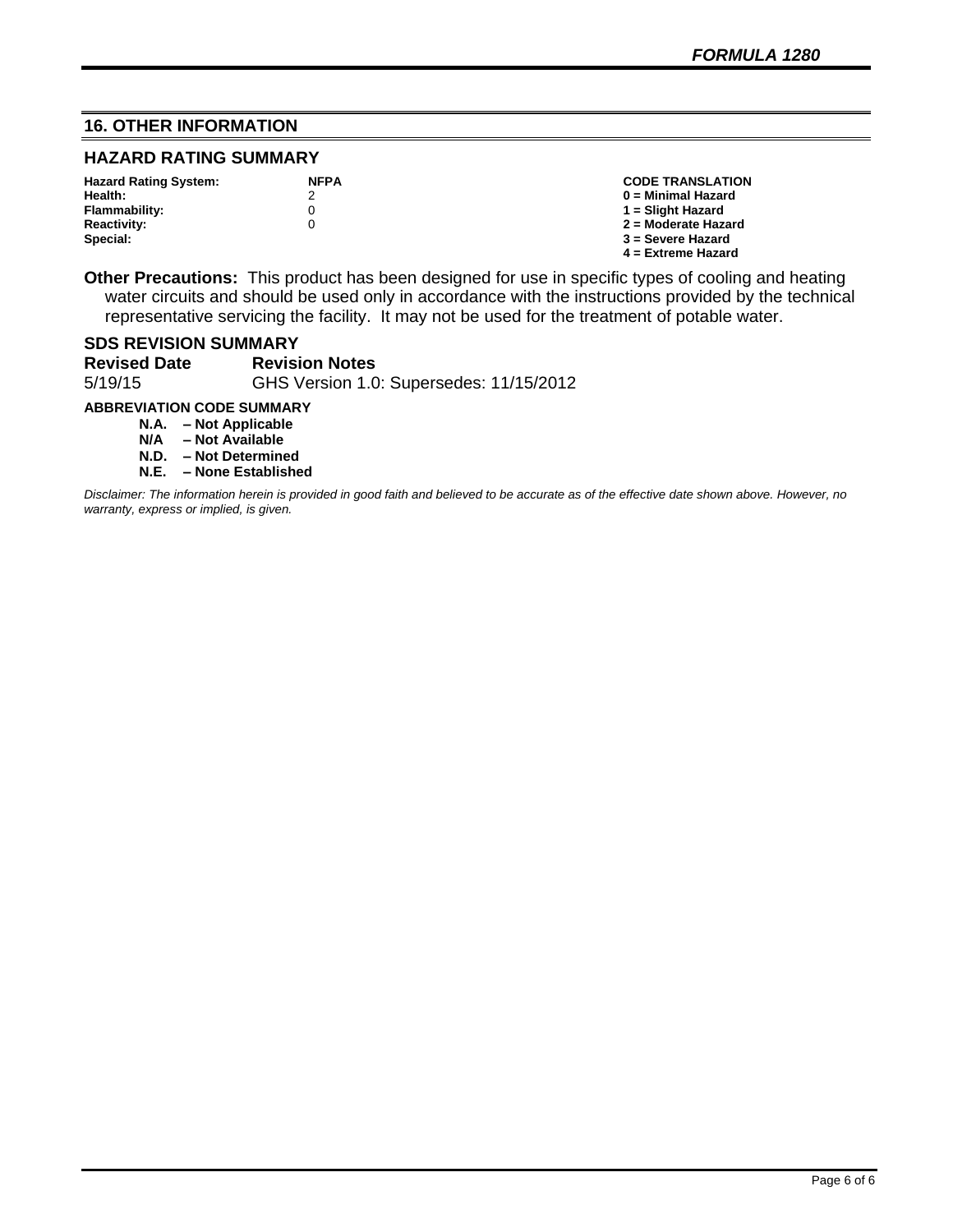## 16. OTHER INFORMATION

### HAZARD RATING SUMMARY

| Hazard Rating System: | NFPA | CODE TRANSLATION |
|---|---|---|
| Health: | 2 | 0 = Minimal Hazard |
| Flammability: | 0 | 1 = Slight Hazard |
| Reactivity: | 0 | 2 = Moderate Hazard |
| Special: | | 3 = Severe Hazard |
| | | 4 = Extreme Hazard |

**Other Precautions:** This product has been designed for use in specific types of cooling and heating water circuits and should be used only in accordance with the instructions provided by the technical representative servicing the facility. It may not be used for the treatment of potable water.

### SDS REVISION SUMMARY

| Revised Date | Revision Notes |
|---|---|
| 5/19/15 | GHS Version 1.0: Supersedes: 11/15/2012 |

**ABBREVIATION CODE SUMMARY**

- **N.A. – Not Applicable**
- **N/A – Not Available**
- **N.D. – Not Determined**
- **N.E. – None Established**

*Disclaimer: The information herein is provided in good faith and believed to be accurate as of the effective date shown above. However, no warranty, express or implied, is given.*